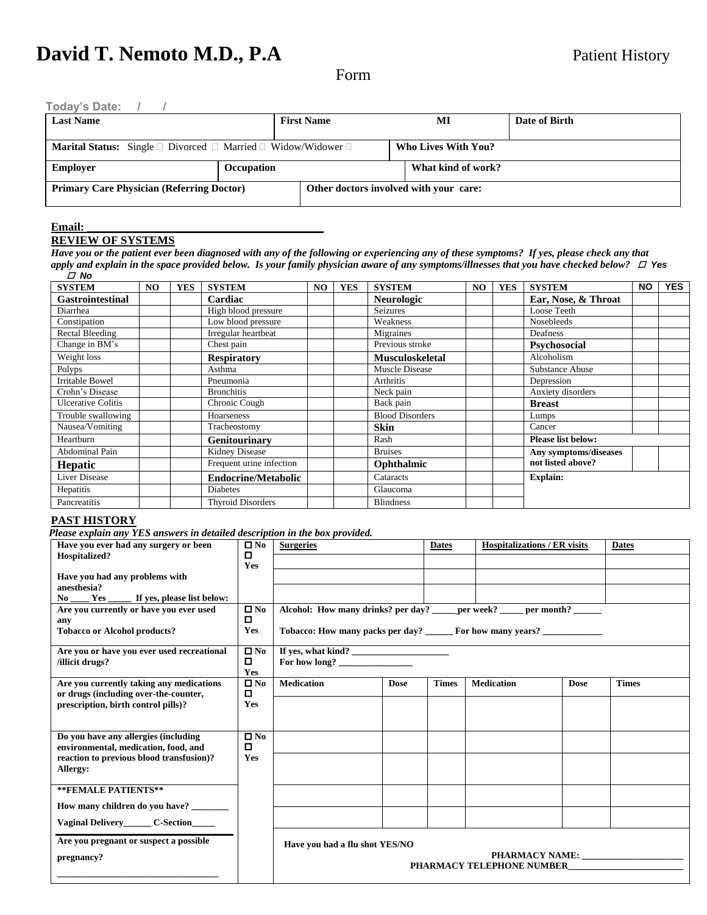# David T. Nemoto M.D., P.A

Patient History Form

**Today's Date:** / /

| Last Name | First Name | MI | Date of Birth |
|---|---|---|---|
| | | | |

| Marital Status: Single ☐ Divorced ☐ Married ☐ Widow/Widower ☐ | Who Lives With You? |
|---|---|
| | |

| Employer | Occupation | What kind of work? |
|---|---|---|
| | | |

| Primary Care Physician (Referring Doctor) | Other doctors involved with your care: |
|---|---|
| | |

**Email:** ________________________________________

## REVIEW OF SYSTEMS

***Have you or the patient ever been diagnosed with any of the following or experiencing any of these symptoms? If yes, please check any that apply and explain in the space provided below. Is your family physician aware of any symptoms/illnesses that you have checked below?*** ☐ ***Yes*** ☐ ***No***

| SYSTEM | NO | YES | SYSTEM | NO | YES | SYSTEM | NO | YES | SYSTEM | NO | YES |
|---|---|---|---|---|---|---|---|---|---|---|---|
| **Gastrointestinal** | | | **Cardiac** | | | **Neurologic** | | | **Ear, Nose, & Throat** | | |
| Diarrhea | | | High blood pressure | | | Seizures | | | Loose Teeth | | |
| Constipation | | | Low blood pressure | | | Weakness | | | Nosebleeds | | |
| Rectal Bleeding | | | Irregular heartbeat | | | Migraines | | | Deafness | | |
| Change in BM's | | | Chest pain | | | Previous stroke | | | **Psychosocial** | | |
| Weight loss | | | **Respiratory** | | | **Musculoskeletal** | | | Alcoholism | | |
| Polyps | | | Asthma | | | Muscle Disease | | | Substance Abuse | | |
| Irritable Bowel | | | Pneumonia | | | Arthritis | | | Depression | | |
| Crohn's Disease | | | Bronchitis | | | Neck pain | | | Anxiety disorders | | |
| Ulcerative Colitis | | | Chronic Cough | | | Back pain | | | **Breast** | | |
| Trouble swallowing | | | Hoarseness | | | Blood Disorders | | | Lumps | | |
| Nausea/Vomiting | | | Tracheostomy | | | **Skin** | | | Cancer | | |
| Heartburn | | | **Genitourinary** | | | Rash | | | **Please list below:** | | |
| Abdominal Pain | | | Kidney Disease | | | Bruises | | | **Any symptoms/diseases** | | |
| **Hepatic** | | | Frequent urine infection | | | **Ophthalmic** | | | **not listed above?** | | |
| Liver Disease | | | **Endocrine/Metabolic** | | | Cataracts | | | **Explain:** | | |
| Hepatitis | | | Diabetes | | | Glaucoma | | | | | |
| Pancreatitis | | | Thyroid Disorders | | | Blindness | | | | | |

## PAST HISTORY

***Please explain any YES answers in detailed description in the box provided.***

| Question | No/Yes | Details | | | | | |
|---|---|---|---|---|---|---|---|
| **Have you ever had any surgery or been Hospitalized?** **Have you had any problems with anesthesia?** **No ____ Yes _____ If yes, please list below:** | ☐ No ☐ Yes | **Surgeries** | | **Dates** | **Hospitalizations / ER visits** | | **Dates** |
| | | | | | | | |
| | | | | | | | |
| | | | | | | | |
| **Are you currently or have you ever used any Tobacco or Alcohol products?** | ☐ No ☐ Yes | **Alcohol: How many drinks? per day? _____per week? _____ per month? ______** **Tobacco: How many packs per day? ______ For how many years? _____________** | | | | | |
| **Are you or have you ever used recreational /illicit drugs?** | ☐ No ☐ Yes | **If yes, what kind? _____________________** **For how long? ________________** | | | | | |
| **Are you currently taking any medications or drugs (including over-the-counter, prescription, birth control pills)?** | ☐ No ☐ Yes | **Medication** | **Dose** | **Times** | **Medication** | **Dose** | **Times** |
| | | | | | | | |
| **Do you have any allergies (including environmental, medication, food, and reaction to previous blood transfusion)? Allergy:** | ☐ No ☐ Yes | | | | | | |
| | | | | | | | |
| **\*\*FEMALE PATIENTS\*\*** **How many children do you have? ________** **Vaginal Delivery______ C-Section_____** | | | | | | | |
| | | | | | | | |
| **Are you pregnant or suspect a possible pregnancy?** ______________________________ | | **Have you had a flu shot YES/NO** **PHARMACY NAME: ______________________** **PHARMACY TELEPHONE NUMBER________________________** | | | | | |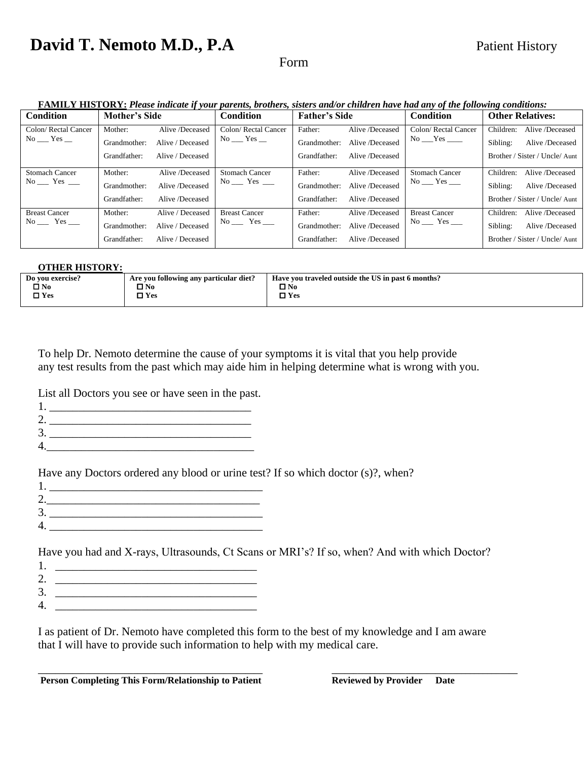# David T. Nemoto M.D., P.A

Patient History Form

**FAMILY HISTORY:** ***Please indicate if your parents, brothers, sisters and/or children have had any of the following conditions:***

| Condition | Mother's Side | Condition | Father's Side | Condition | Other Relatives: |
|---|---|---|---|---|---|
| Colon/ Rectal Cancer<br>No ___ Yes __ | Mother: Alive /Deceased<br>Grandmother: Alive / Deceased<br>Grandfather: Alive / Deceased | Colon/ Rectal Cancer<br>No ___ Yes __ | Father: Alive /Deceased<br>Grandmother: Alive /Deceased<br>Grandfather: Alive /Deceased | Colon/ Rectal Cancer<br>No ___Yes ____ | Children: Alive /Deceased<br>Sibling: Alive /Deceased<br>Brother / Sister / Uncle/ Aunt |
| Stomach Cancer<br>No ___ Yes ___ | Mother: Alive /Deceased<br>Grandmother: Alive /Deceased<br>Grandfather: Alive /Deceased | Stomach Cancer<br>No ___ Yes ___ | Father: Alive /Deceased<br>Grandmother: Alive /Deceased<br>Grandfather: Alive /Deceased | Stomach Cancer<br>No ___ Yes ___ | Children: Alive /Deceased<br>Sibling: Alive /Deceased<br>Brother / Sister / Uncle/ Aunt |
| Breast Cancer<br>No ___ Yes ___ | Mother: Alive / Deceased<br>Grandmother: Alive / Deceased<br>Grandfather: Alive / Deceased | Breast Cancer<br>No ___ Yes ___ | Father: Alive /Deceased<br>Grandmother: Alive /Deceased<br>Grandfather: Alive /Deceased | Breast Cancer<br>No ___ Yes ___ | Children: Alive /Deceased<br>Sibling: Alive /Deceased<br>Brother / Sister / Uncle/ Aunt |

**OTHER HISTORY:**

| Do you exercise? | Are you following any particular diet? | Have you traveled outside the US in past 6 months? |
|---|---|---|
| ☐ No<br>☐ Yes | ☐ No<br>☐ Yes | ☐ No<br>☐ Yes |

To help Dr. Nemoto determine the cause of your symptoms it is vital that you help provide any test results from the past which may aide him in helping determine what is wrong with you.

List all Doctors you see or have seen in the past.

1. ____________________________________
2. ____________________________________
3. ____________________________________
4. ____________________________________

Have any Doctors ordered any blood or urine test? If so which doctor (s)?, when?

1. ______________________________________
2. ______________________________________
3. ______________________________________
4. ______________________________________

Have you had and X-rays, Ultrasounds, Ct Scans or MRI's? If so, when? And with which Doctor?

1. ____________________________________
2. ____________________________________
3. ____________________________________
4. ____________________________________

I as patient of Dr. Nemoto have completed this form to the best of my knowledge and I am aware that I will have to provide such information to help with my medical care.

_________________________________________ **Person Completing This Form/Relationship to Patient**

__________________________________ **Reviewed by Provider Date**